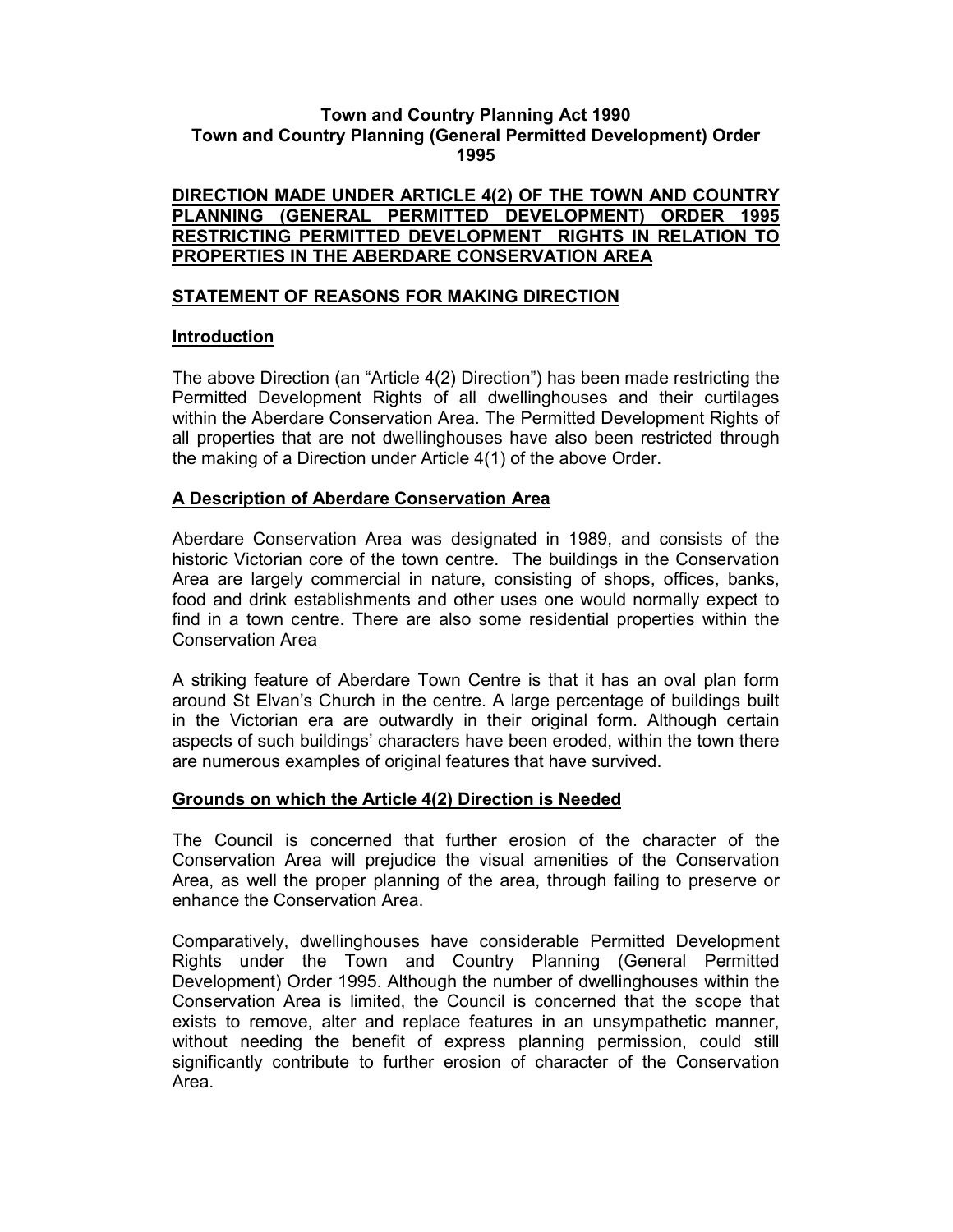**Town and Country Planning Act 1990**
**Town and Country Planning (General Permitted Development) Order 1995**

# DIRECTION MADE UNDER ARTICLE 4(2) OF THE TOWN AND COUNTRY PLANNING (GENERAL PERMITTED DEVELOPMENT) ORDER 1995 RESTRICTING PERMITTED DEVELOPMENT RIGHTS IN RELATION TO PROPERTIES IN THE ABERDARE CONSERVATION AREA

## STATEMENT OF REASONS FOR MAKING DIRECTION

### Introduction

The above Direction (an "Article 4(2) Direction") has been made restricting the Permitted Development Rights of all dwellinghouses and their curtilages within the Aberdare Conservation Area. The Permitted Development Rights of all properties that are not dwellinghouses have also been restricted through the making of a Direction under Article 4(1) of the above Order.

### A Description of Aberdare Conservation Area

Aberdare Conservation Area was designated in 1989, and consists of the historic Victorian core of the town centre. The buildings in the Conservation Area are largely commercial in nature, consisting of shops, offices, banks, food and drink establishments and other uses one would normally expect to find in a town centre. There are also some residential properties within the Conservation Area

A striking feature of Aberdare Town Centre is that it has an oval plan form around St Elvan's Church in the centre. A large percentage of buildings built in the Victorian era are outwardly in their original form. Although certain aspects of such buildings' characters have been eroded, within the town there are numerous examples of original features that have survived.

### Grounds on which the Article 4(2) Direction is Needed

The Council is concerned that further erosion of the character of the Conservation Area will prejudice the visual amenities of the Conservation Area, as well the proper planning of the area, through failing to preserve or enhance the Conservation Area.

Comparatively, dwellinghouses have considerable Permitted Development Rights under the Town and Country Planning (General Permitted Development) Order 1995. Although the number of dwellinghouses within the Conservation Area is limited, the Council is concerned that the scope that exists to remove, alter and replace features in an unsympathetic manner, without needing the benefit of express planning permission, could still significantly contribute to further erosion of character of the Conservation Area.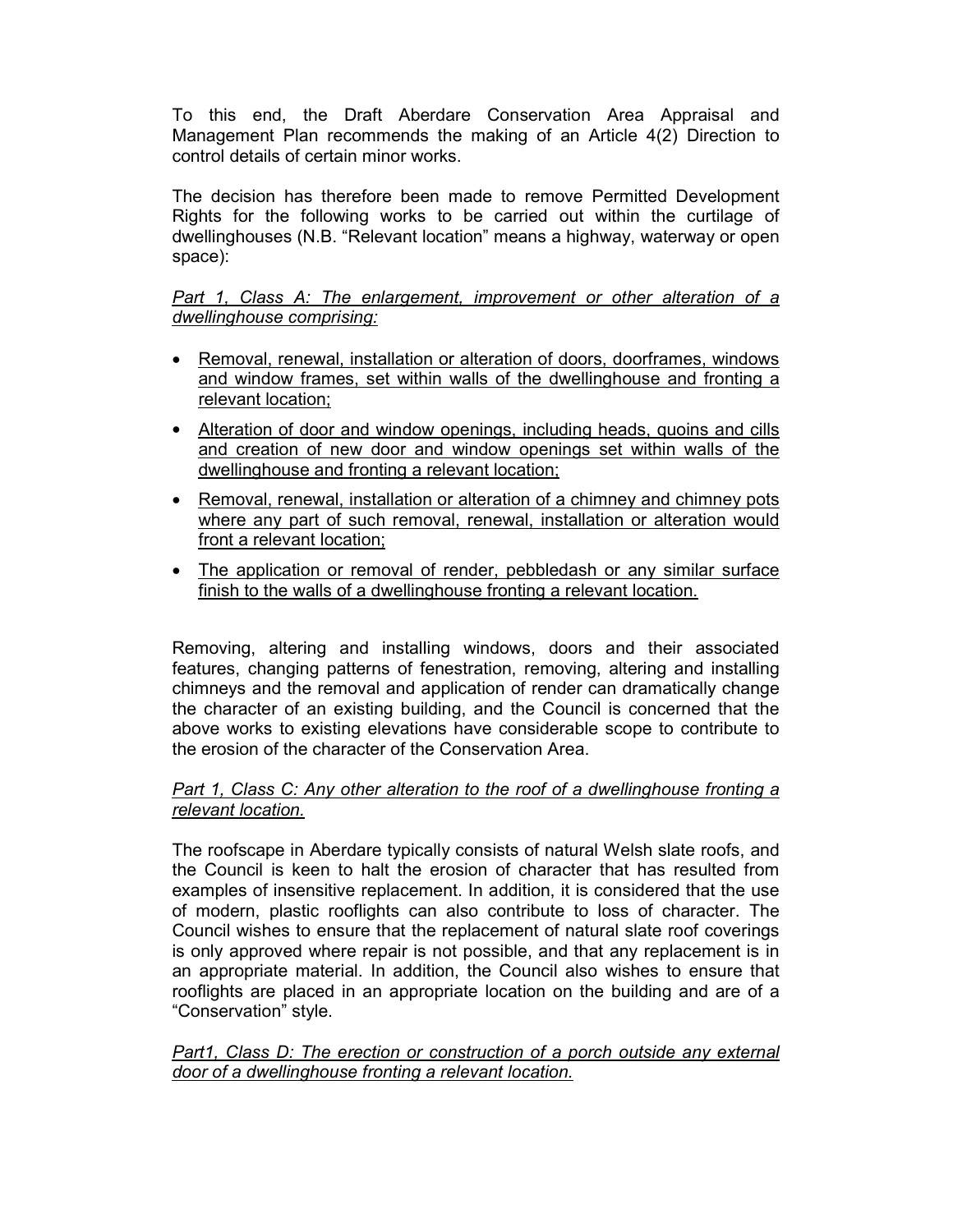To this end, the Draft Aberdare Conservation Area Appraisal and Management Plan recommends the making of an Article 4(2) Direction to control details of certain minor works.

The decision has therefore been made to remove Permitted Development Rights for the following works to be carried out within the curtilage of dwellinghouses (N.B. "Relevant location" means a highway, waterway or open space):

*Part 1, Class A: The enlargement, improvement or other alteration of a dwellinghouse comprising:*

- Removal, renewal, installation or alteration of doors, doorframes, windows and window frames, set within walls of the dwellinghouse and fronting a relevant location;
- Alteration of door and window openings, including heads, quoins and cills and creation of new door and window openings set within walls of the dwellinghouse and fronting a relevant location;
- Removal, renewal, installation or alteration of a chimney and chimney pots where any part of such removal, renewal, installation or alteration would front a relevant location;
- The application or removal of render, pebbledash or any similar surface finish to the walls of a dwellinghouse fronting a relevant location.

Removing, altering and installing windows, doors and their associated features, changing patterns of fenestration, removing, altering and installing chimneys and the removal and application of render can dramatically change the character of an existing building, and the Council is concerned that the above works to existing elevations have considerable scope to contribute to the erosion of the character of the Conservation Area.

*Part 1, Class C: Any other alteration to the roof of a dwellinghouse fronting a relevant location.*

The roofscape in Aberdare typically consists of natural Welsh slate roofs, and the Council is keen to halt the erosion of character that has resulted from examples of insensitive replacement. In addition, it is considered that the use of modern, plastic rooflights can also contribute to loss of character. The Council wishes to ensure that the replacement of natural slate roof coverings is only approved where repair is not possible, and that any replacement is in an appropriate material. In addition, the Council also wishes to ensure that rooflights are placed in an appropriate location on the building and are of a "Conservation" style.

*Part1, Class D: The erection or construction of a porch outside any external door of a dwellinghouse fronting a relevant location.*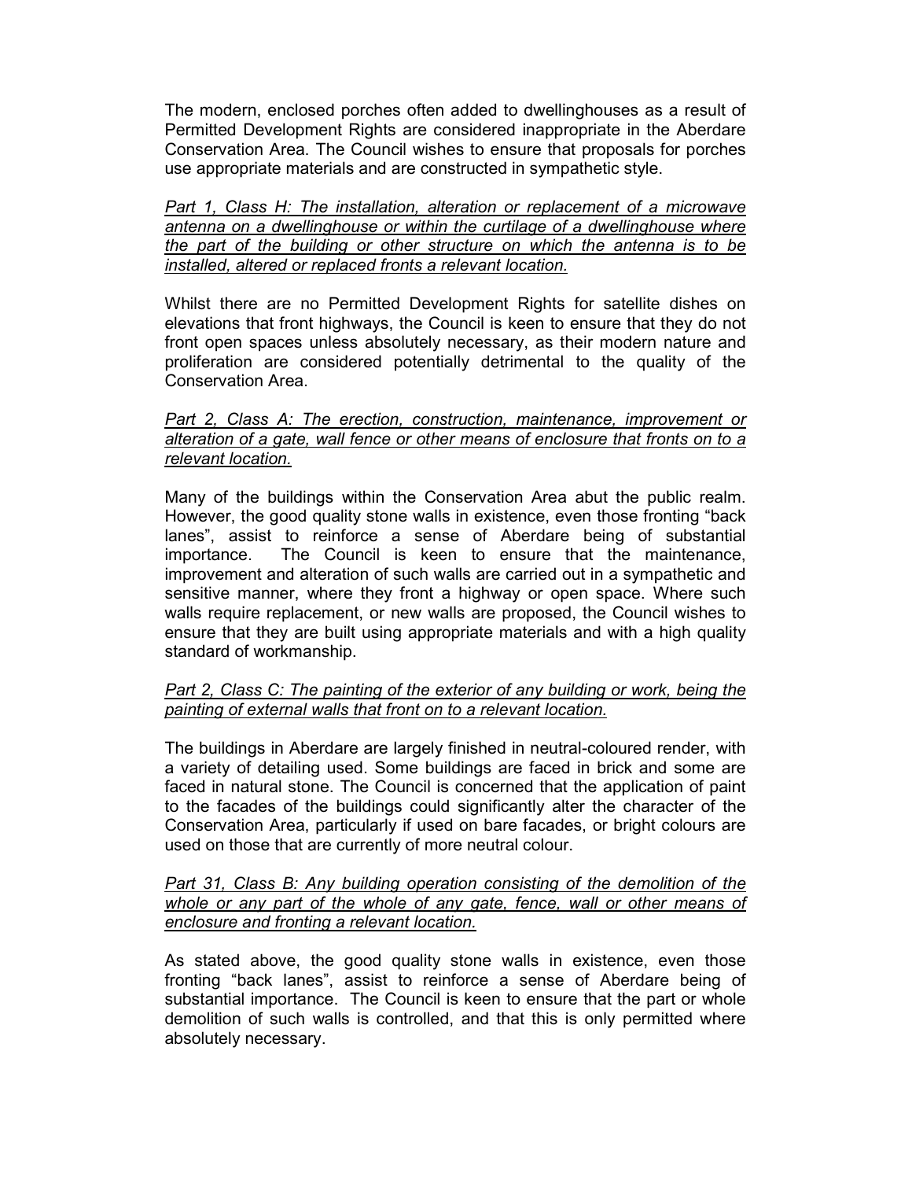The modern, enclosed porches often added to dwellinghouses as a result of Permitted Development Rights are considered inappropriate in the Aberdare Conservation Area. The Council wishes to ensure that proposals for porches use appropriate materials and are constructed in sympathetic style.

*<u>Part 1, Class H: The installation, alteration or replacement of a microwave antenna on a dwellinghouse or within the curtilage of a dwellinghouse where the part of the building or other structure on which the antenna is to be installed, altered or replaced fronts a relevant location.</u>*

Whilst there are no Permitted Development Rights for satellite dishes on elevations that front highways, the Council is keen to ensure that they do not front open spaces unless absolutely necessary, as their modern nature and proliferation are considered potentially detrimental to the quality of the Conservation Area.

*<u>Part 2, Class A: The erection, construction, maintenance, improvement or alteration of a gate, wall fence or other means of enclosure that fronts on to a relevant location.</u>*

Many of the buildings within the Conservation Area abut the public realm. However, the good quality stone walls in existence, even those fronting "back lanes", assist to reinforce a sense of Aberdare being of substantial importance. The Council is keen to ensure that the maintenance, improvement and alteration of such walls are carried out in a sympathetic and sensitive manner, where they front a highway or open space. Where such walls require replacement, or new walls are proposed, the Council wishes to ensure that they are built using appropriate materials and with a high quality standard of workmanship.

*<u>Part 2, Class C: The painting of the exterior of any building or work, being the painting of external walls that front on to a relevant location.</u>*

The buildings in Aberdare are largely finished in neutral-coloured render, with a variety of detailing used. Some buildings are faced in brick and some are faced in natural stone. The Council is concerned that the application of paint to the facades of the buildings could significantly alter the character of the Conservation Area, particularly if used on bare facades, or bright colours are used on those that are currently of more neutral colour.

*<u>Part 31, Class B: Any building operation consisting of the demolition of the whole or any part of the whole of any gate, fence, wall or other means of enclosure and fronting a relevant location.</u>*

As stated above, the good quality stone walls in existence, even those fronting "back lanes", assist to reinforce a sense of Aberdare being of substantial importance. The Council is keen to ensure that the part or whole demolition of such walls is controlled, and that this is only permitted where absolutely necessary.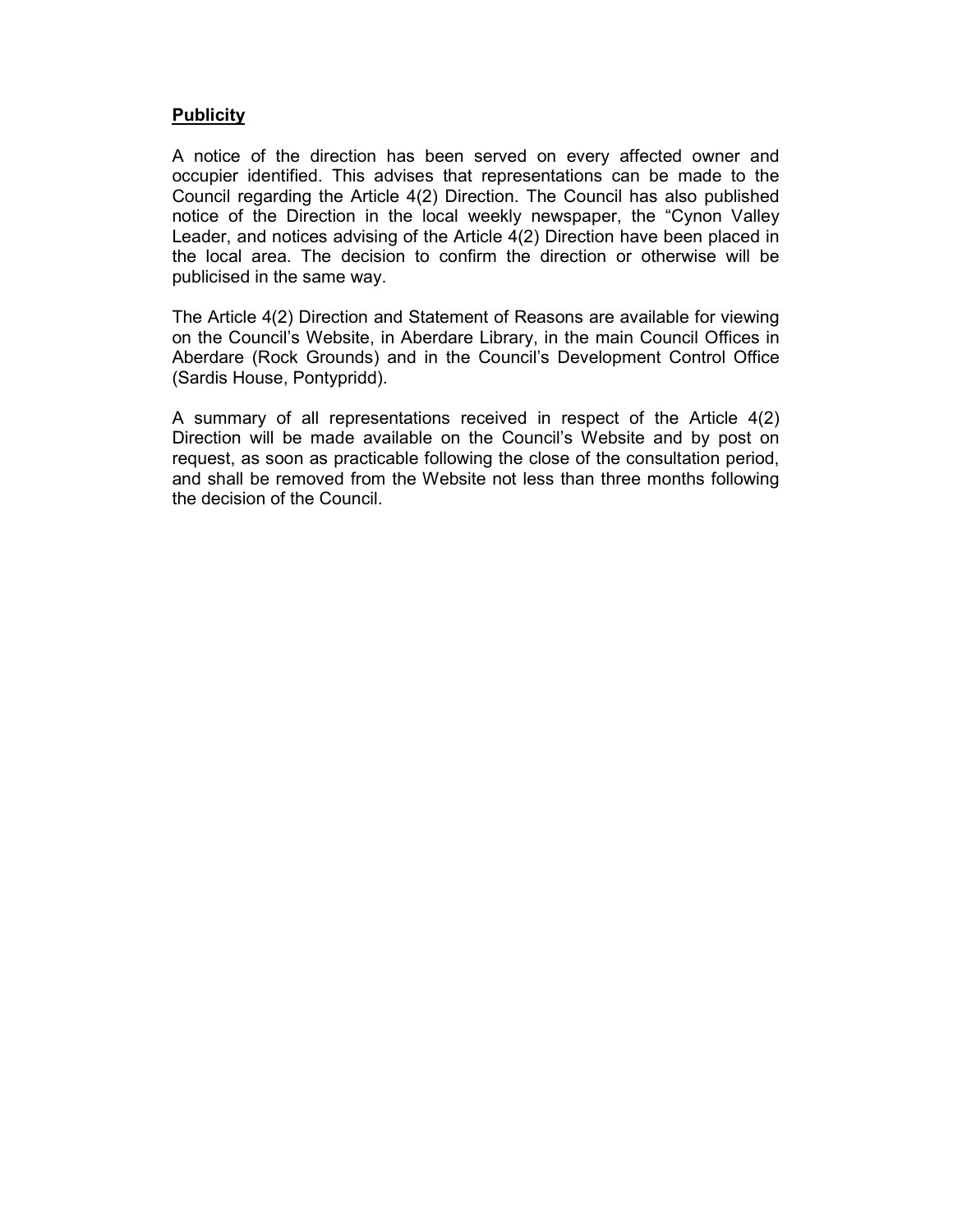**Publicity**

A notice of the direction has been served on every affected owner and occupier identified. This advises that representations can be made to the Council regarding the Article 4(2) Direction. The Council has also published notice of the Direction in the local weekly newspaper, the "Cynon Valley Leader, and notices advising of the Article 4(2) Direction have been placed in the local area. The decision to confirm the direction or otherwise will be publicised in the same way.

The Article 4(2) Direction and Statement of Reasons are available for viewing on the Council's Website, in Aberdare Library, in the main Council Offices in Aberdare (Rock Grounds) and in the Council's Development Control Office (Sardis House, Pontypridd).

A summary of all representations received in respect of the Article 4(2) Direction will be made available on the Council's Website and by post on request, as soon as practicable following the close of the consultation period, and shall be removed from the Website not less than three months following the decision of the Council.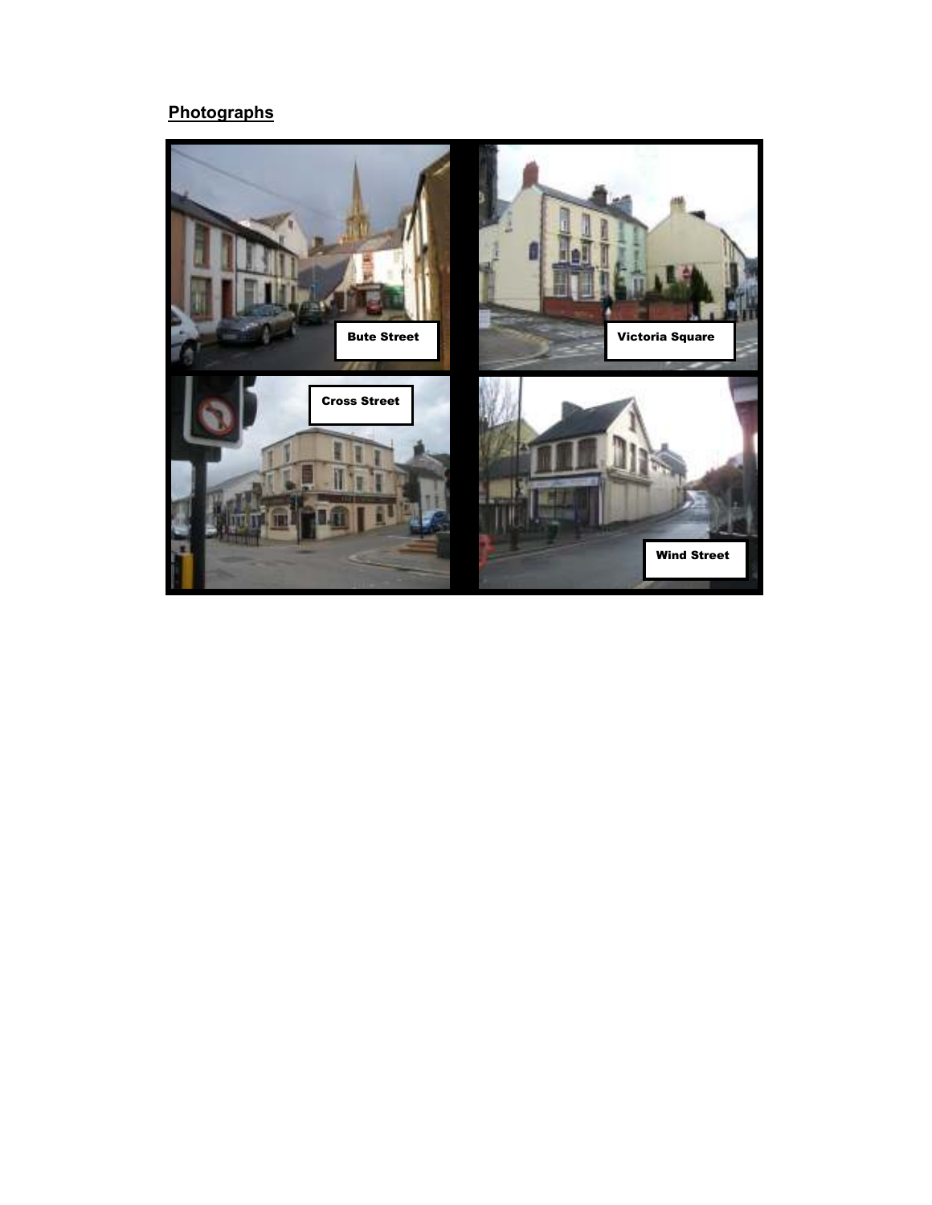## Photographs

Bute Street

Victoria Square

Cross Street

Wind Street